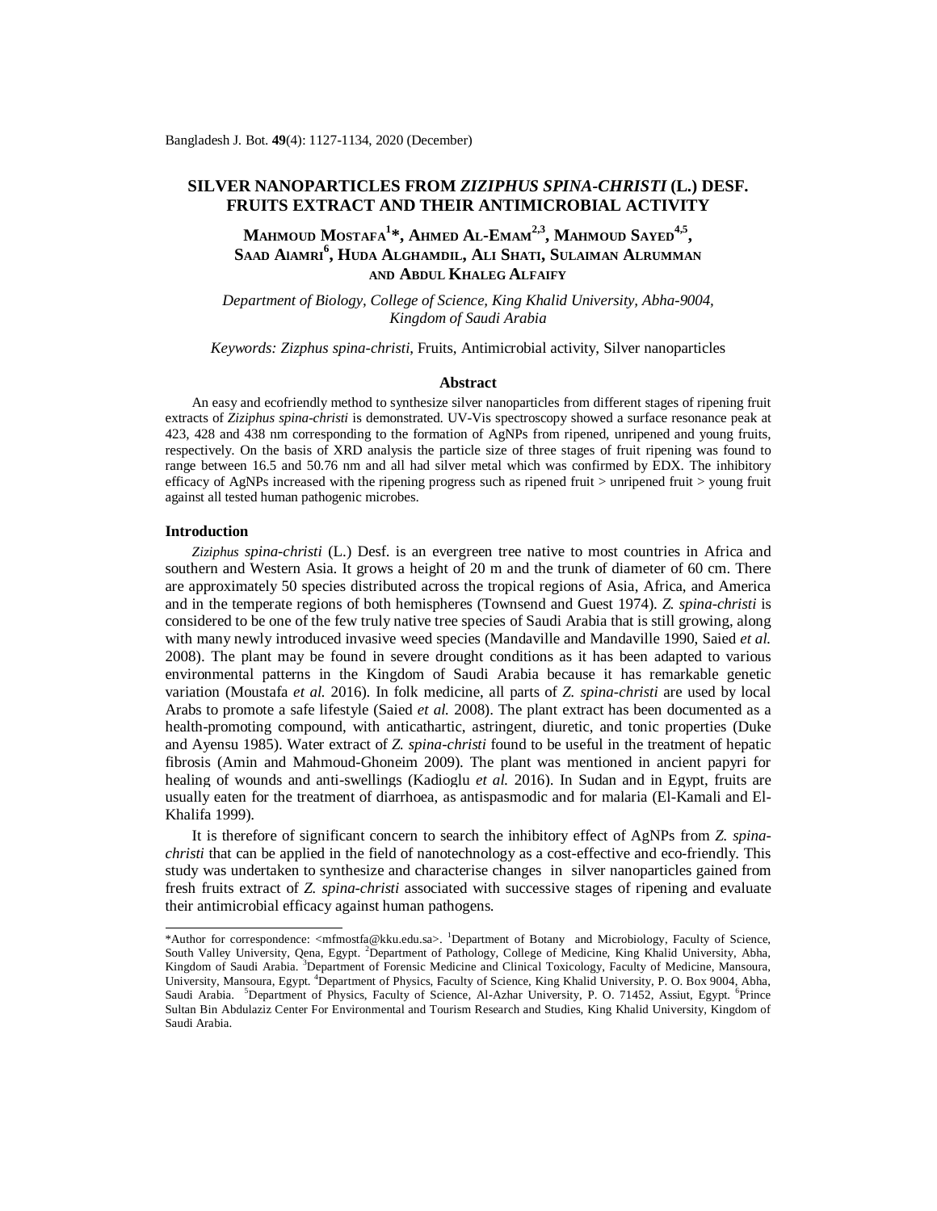# SILVER NANOPARTICLES FROM *ZIZIPHUS SPINA-CHRISTI* (L.) DESF. FRUITS EXTRACT AND THEIR ANTIMICROBIAL ACTIVITY

**Mahmoud Mostafa[1]*, Ahmed Al-Emam[2,3], Mahmoud Sayed[4,5], Saad Aiamri[6], Huda Alghamdil, Ali Shati, Sulaiman Alrumman and Abdul Khaleg Alfaify**

*Department of Biology, College of Science, King Khalid University, Abha-9004, Kingdom of Saudi Arabia*

*Keywords: Zizphus spina-christi*, Fruits, Antimicrobial activity, Silver nanoparticles

## Abstract

An easy and ecofriendly method to synthesize silver nanoparticles from different stages of ripening fruit extracts of *Ziziphus spina-christi* is demonstrated. UV-Vis spectroscopy showed a surface resonance peak at 423, 428 and 438 nm corresponding to the formation of AgNPs from ripened, unripened and young fruits, respectively. On the basis of XRD analysis the particle size of three stages of fruit ripening was found to range between 16.5 and 50.76 nm and all had silver metal which was confirmed by EDX. The inhibitory efficacy of AgNPs increased with the ripening progress such as ripened fruit > unripened fruit > young fruit against all tested human pathogenic microbes.

## Introduction

*Ziziphus spina-christi* (L.) Desf. is an evergreen tree native to most countries in Africa and southern and Western Asia. It grows a height of 20 m and the trunk of diameter of 60 cm. There are approximately 50 species distributed across the tropical regions of Asia, Africa, and America and in the temperate regions of both hemispheres (Townsend and Guest 1974). *Z. spina-christi* is considered to be one of the few truly native tree species of Saudi Arabia that is still growing, along with many newly introduced invasive weed species (Mandaville and Mandaville 1990, Saied *et al.* 2008). The plant may be found in severe drought conditions as it has been adapted to various environmental patterns in the Kingdom of Saudi Arabia because it has remarkable genetic variation (Moustafa *et al.* 2016). In folk medicine, all parts of *Z. spina-christi* are used by local Arabs to promote a safe lifestyle (Saied *et al.* 2008). The plant extract has been documented as a health-promoting compound, with anticathartic, astringent, diuretic, and tonic properties (Duke and Ayensu 1985). Water extract of *Z. spina-christi* found to be useful in the treatment of hepatic fibrosis (Amin and Mahmoud-Ghoneim 2009). The plant was mentioned in ancient papyri for healing of wounds and anti-swellings (Kadioglu *et al.* 2016). In Sudan and in Egypt, fruits are usually eaten for the treatment of diarrhoea, as antispasmodic and for malaria (El-Kamali and El-Khalifa 1999).

It is therefore of significant concern to search the inhibitory effect of AgNPs from *Z. spina-christi* that can be applied in the field of nanotechnology as a cost-effective and eco-friendly. This study was undertaken to synthesize and characterise changes in silver nanoparticles gained from fresh fruits extract of *Z. spina-christi* associated with successive stages of ripening and evaluate their antimicrobial efficacy against human pathogens.

---

*Author for correspondence: <mfmostfa@kku.edu.sa>. [1]Department of Botany and Microbiology, Faculty of Science, South Valley University, Qena, Egypt. [2]Department of Pathology, College of Medicine, King Khalid University, Abha, Kingdom of Saudi Arabia. [3]Department of Forensic Medicine and Clinical Toxicology, Faculty of Medicine, Mansoura, University, Mansoura, Egypt. [4]Department of Physics, Faculty of Science, King Khalid University, P. O. Box 9004, Abha, Saudi Arabia. [5]Department of Physics, Faculty of Science, Al-Azhar University, P. O. 71452, Assiut, Egypt. [6]Prince Sultan Bin Abdulaziz Center For Environmental and Tourism Research and Studies, King Khalid University, Kingdom of Saudi Arabia.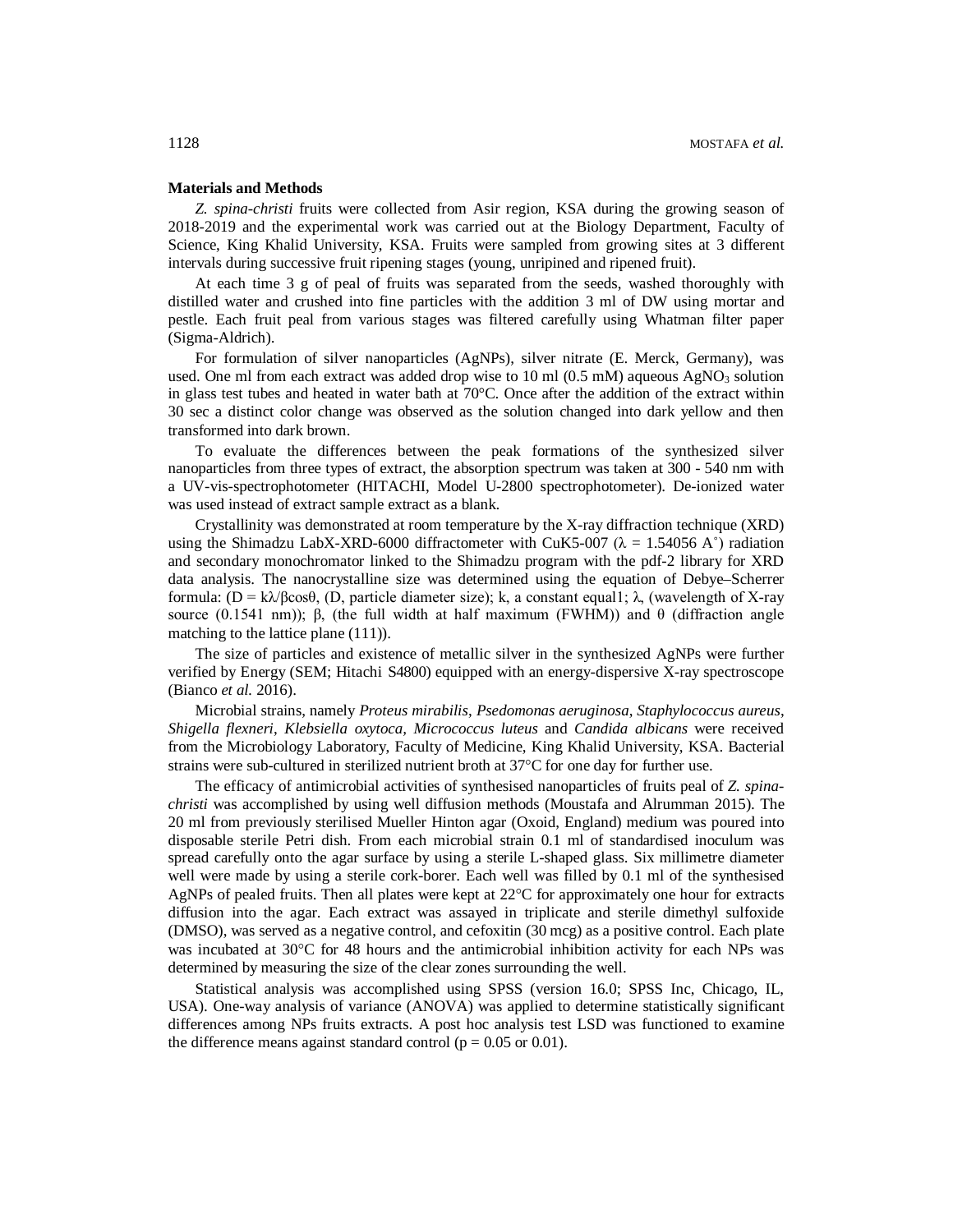**Materials and Methods**

*Z. spina-christi* fruits were collected from Asir region, KSA during the growing season of 2018-2019 and the experimental work was carried out at the Biology Department, Faculty of Science, King Khalid University, KSA. Fruits were sampled from growing sites at 3 different intervals during successive fruit ripening stages (young, unripined and ripened fruit).

At each time 3 g of peal of fruits was separated from the seeds, washed thoroughly with distilled water and crushed into fine particles with the addition 3 ml of DW using mortar and pestle. Each fruit peal from various stages was filtered carefully using Whatman filter paper (Sigma-Aldrich).

For formulation of silver nanoparticles (AgNPs), silver nitrate (E. Merck, Germany), was used. One ml from each extract was added drop wise to 10 ml (0.5 mM) aqueous $AgNO_3$ solution in glass test tubes and heated in water bath at 70°C. Once after the addition of the extract within 30 sec a distinct color change was observed as the solution changed into dark yellow and then transformed into dark brown.

To evaluate the differences between the peak formations of the synthesized silver nanoparticles from three types of extract, the absorption spectrum was taken at 300 - 540 nm with a UV-vis-spectrophotometer (HITACHI, Model U-2800 spectrophotometer). De-ionized water was used instead of extract sample extract as a blank.

Crystallinity was demonstrated at room temperature by the X-ray diffraction technique (XRD) using the Shimadzu LabX-XRD-6000 diffractometer with CuK5-007 ($\lambda$ = 1.54056 A°) radiation and secondary monochromator linked to the Shimadzu program with the pdf-2 library for XRD data analysis. The nanocrystalline size was determined using the equation of Debye–Scherrer formula: ($D = k\lambda/\beta\cos\theta$, (D, particle diameter size); k, a constant equal1; $\lambda$, (wavelength of X-ray source (0.1541 nm)); $\beta$, (the full width at half maximum (FWHM)) and $\theta$ (diffraction angle matching to the lattice plane (111)).

The size of particles and existence of metallic silver in the synthesized AgNPs were further verified by Energy (SEM; Hitachi S4800) equipped with an energy-dispersive X-ray spectroscope (Bianco *et al.* 2016).

Microbial strains, namely *Proteus mirabilis*, *Psedomonas aeruginosa*, *Staphylococcus aureus*, *Shigella flexneri*, *Klebsiella oxytoca*, *Micrococcus luteus* and *Candida albicans* were received from the Microbiology Laboratory, Faculty of Medicine, King Khalid University, KSA. Bacterial strains were sub-cultured in sterilized nutrient broth at 37°C for one day for further use.

The efficacy of antimicrobial activities of synthesised nanoparticles of fruits peal of *Z. spina-christi* was accomplished by using well diffusion methods (Moustafa and Alrumman 2015). The 20 ml from previously sterilised Mueller Hinton agar (Oxoid, England) medium was poured into disposable sterile Petri dish. From each microbial strain 0.1 ml of standardised inoculum was spread carefully onto the agar surface by using a sterile L-shaped glass. Six millimetre diameter well were made by using a sterile cork-borer. Each well was filled by 0.1 ml of the synthesised AgNPs of pealed fruits. Then all plates were kept at 22°C for approximately one hour for extracts diffusion into the agar. Each extract was assayed in triplicate and sterile dimethyl sulfoxide (DMSO), was served as a negative control, and cefoxitin (30 mcg) as a positive control. Each plate was incubated at 30°C for 48 hours and the antimicrobial inhibition activity for each NPs was determined by measuring the size of the clear zones surrounding the well.

Statistical analysis was accomplished using SPSS (version 16.0; SPSS Inc, Chicago, IL, USA). One-way analysis of variance (ANOVA) was applied to determine statistically significant differences among NPs fruits extracts. A post hoc analysis test LSD was functioned to examine the difference means against standard control ($p$ = 0.05 or 0.01).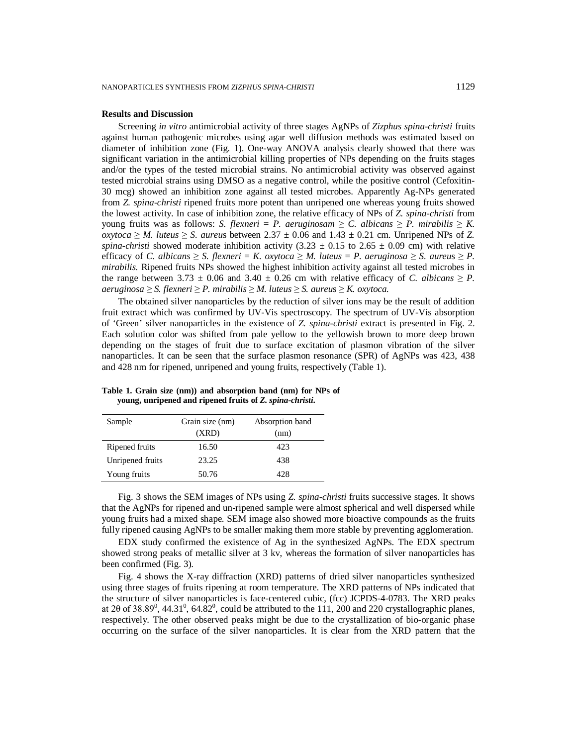### Results and Discussion

Screening *in vitro* antimicrobial activity of three stages AgNPs of *Zizphus spina-christi* fruits against human pathogenic microbes using agar well diffusion methods was estimated based on diameter of inhibition zone (Fig. 1). One-way ANOVA analysis clearly showed that there was significant variation in the antimicrobial killing properties of NPs depending on the fruits stages and/or the types of the tested microbial strains. No antimicrobial activity was observed against tested microbial strains using DMSO as a negative control, while the positive control (Cefoxitin-30 mcg) showed an inhibition zone against all tested microbes. Apparently Ag-NPs generated from *Z. spina-christi* ripened fruits more potent than unripened one whereas young fruits showed the lowest activity. In case of inhibition zone, the relative efficacy of NPs of *Z. spina-christi* from young fruits was as follows: *S. flexneri* = *P. aeruginosam* ≥ *C. albicans* ≥ *P. mirabilis* ≥ *K. oxytoca* ≥ *M. luteus* ≥ *S. aureus* between 2.37 ± 0.06 and 1.43 ± 0.21 cm. Unripened NPs of *Z. spina-christi* showed moderate inhibition activity (3.23 ± 0.15 to 2.65 ± 0.09 cm) with relative efficacy of *C. albicans* ≥ *S. flexneri* = *K. oxytoca* ≥ *M. luteus* = *P. aeruginosa* ≥ *S. aureus* ≥ *P. mirabilis*. Ripened fruits NPs showed the highest inhibition activity against all tested microbes in the range between 3.73 ± 0.06 and 3.40 ± 0.26 cm with relative efficacy of *C. albicans* ≥ *P. aeruginosa* ≥ *S. flexneri* ≥ *P. mirabilis* ≥ *M. luteus* ≥ *S. aureus* ≥ *K. oxytoca*.

The obtained silver nanoparticles by the reduction of silver ions may be the result of addition fruit extract which was confirmed by UV-Vis spectroscopy. The spectrum of UV-Vis absorption of 'Green' silver nanoparticles in the existence of *Z. spina-christi* extract is presented in Fig. 2. Each solution color was shifted from pale yellow to the yellowish brown to more deep brown depending on the stages of fruit due to surface excitation of plasmon vibration of the silver nanoparticles. It can be seen that the surface plasmon resonance (SPR) of AgNPs was 423, 438 and 428 nm for ripened, unripened and young fruits, respectively (Table 1).

**Table 1. Grain size (nm)) and absorption band (nm) for NPs of young, unripened and ripened fruits of *Z. spina-christi*.**

| Sample | Grain size (nm) (XRD) | Absorption band (nm) |
|---|---|---|
| Ripened fruits | 16.50 | 423 |
| Unripened fruits | 23.25 | 438 |
| Young fruits | 50.76 | 428 |

Fig. 3 shows the SEM images of NPs using *Z. spina-christi* fruits successive stages. It shows that the AgNPs for ripened and un-ripened sample were almost spherical and well dispersed while young fruits had a mixed shape. SEM image also showed more bioactive compounds as the fruits fully ripened causing AgNPs to be smaller making them more stable by preventing agglomeration.

EDX study confirmed the existence of Ag in the synthesized AgNPs. The EDX spectrum showed strong peaks of metallic silver at 3 kv, whereas the formation of silver nanoparticles has been confirmed (Fig. 3).

Fig. 4 shows the X-ray diffraction (XRD) patterns of dried silver nanoparticles synthesized using three stages of fruits ripening at room temperature. The XRD patterns of NPs indicated that the structure of silver nanoparticles is face-centered cubic, (fcc) JCPDS-4-0783. The XRD peaks at 2θ of $38.89^0$, $44.31^0$, $64.82^0$, could be attributed to the 111, 200 and 220 crystallographic planes, respectively. The other observed peaks might be due to the crystallization of bio-organic phase occurring on the surface of the silver nanoparticles. It is clear from the XRD pattern that the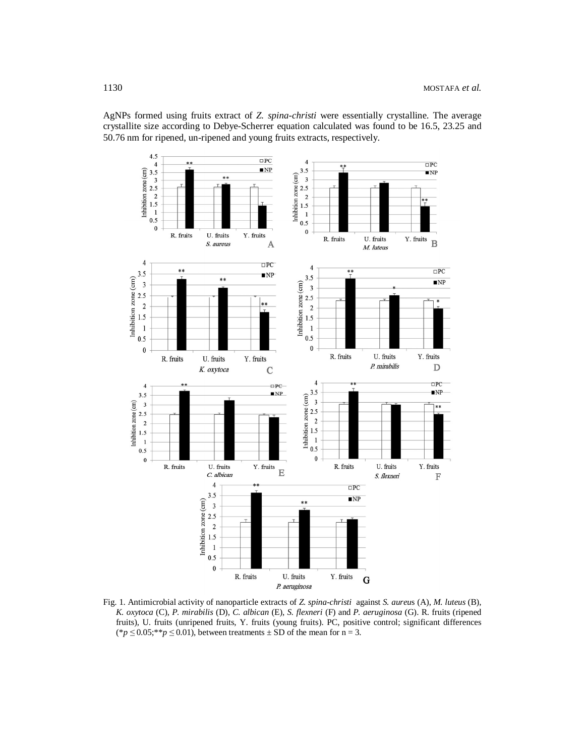AgNPs formed using fruits extract of *Z. spina-christi* were essentially crystalline. The average crystallite size according to Debye-Scherrer equation calculated was found to be 16.5, 23.25 and 50.76 nm for ripened, un-ripened and young fruits extracts, respectively.

Fig. 1. Antimicrobial activity of nanoparticle extracts of *Z. spina-christi* against *S. aureus* (A), *M. luteus* (B), *K. oxytoca* (C), *P. mirabilis* (D), *C. albican* (E), *S. flexneri* (F) and *P. aeruginosa* (G). R. fruits (ripened fruits), U. fruits (unripened fruits, Y. fruits (young fruits). PC, positive control; significant differences (\*$p \leq 0.05$;\*\*$p \leq 0.01$), between treatments ± SD of the mean for n = 3.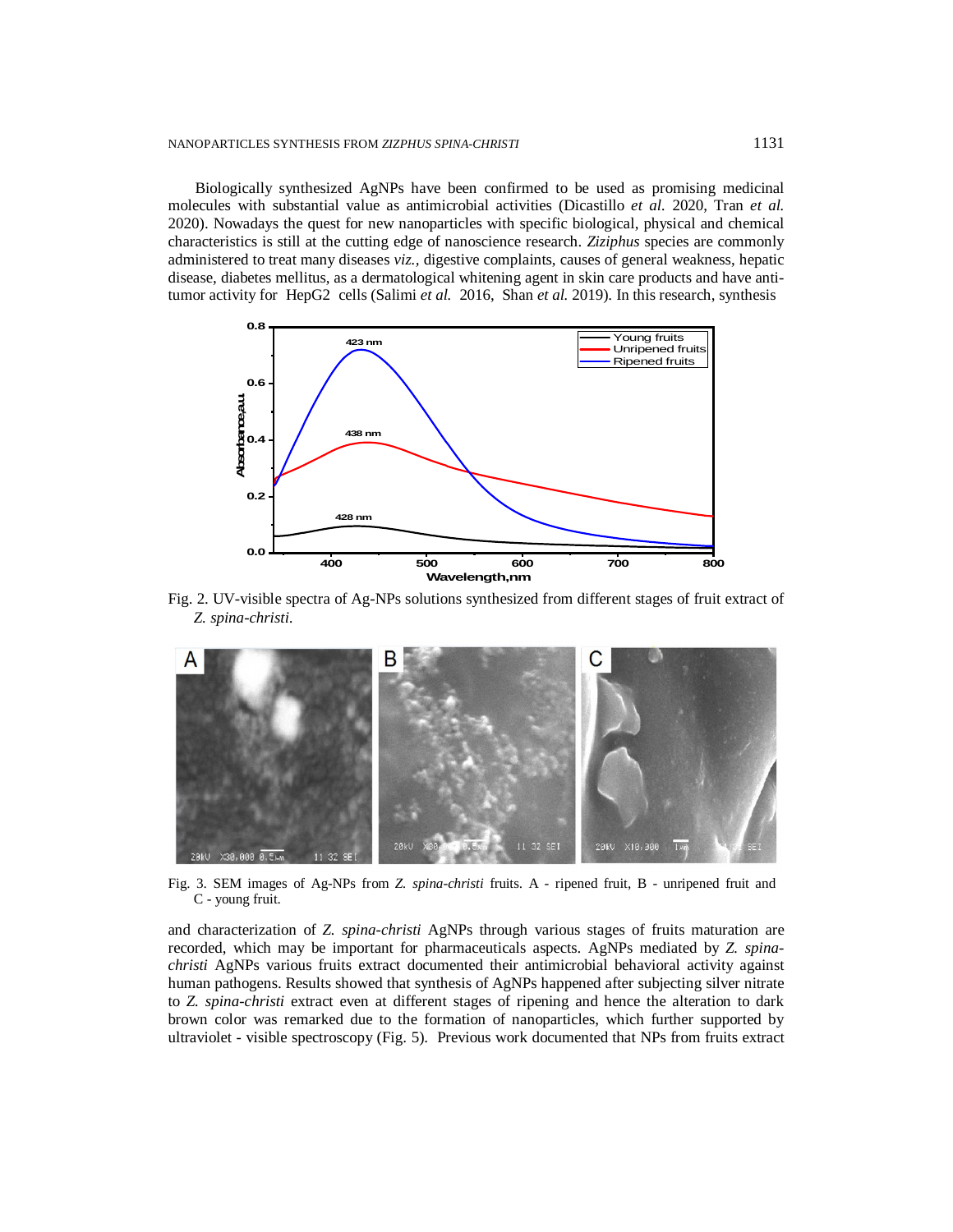Biologically synthesized AgNPs have been confirmed to be used as promising medicinal molecules with substantial value as antimicrobial activities (Dicastillo *et al.* 2020, Tran *et al.* 2020). Nowadays the quest for new nanoparticles with specific biological, physical and chemical characteristics is still at the cutting edge of nanoscience research. *Ziziphus* species are commonly administered to treat many diseases *viz.*, digestive complaints, causes of general weakness, hepatic disease, diabetes mellitus, as a dermatological whitening agent in skin care products and have anti-tumor activity for HepG2 cells (Salimi *et al.* 2016, Shan *et al.* 2019). In this research, synthesis

Fig. 2. UV-visible spectra of Ag-NPs solutions synthesized from different stages of fruit extract of *Z. spina-christi*.

Fig. 3. SEM images of Ag-NPs from *Z. spina-christi* fruits. A - ripened fruit, B - unripened fruit and C - young fruit.

and characterization of *Z. spina-christi* AgNPs through various stages of fruits maturation are recorded, which may be important for pharmaceuticals aspects. AgNPs mediated by *Z. spina-christi* AgNPs various fruits extract documented their antimicrobial behavioral activity against human pathogens. Results showed that synthesis of AgNPs happened after subjecting silver nitrate to *Z. spina-christi* extract even at different stages of ripening and hence the alteration to dark brown color was remarked due to the formation of nanoparticles, which further supported by ultraviolet - visible spectroscopy (Fig. 5). Previous work documented that NPs from fruits extract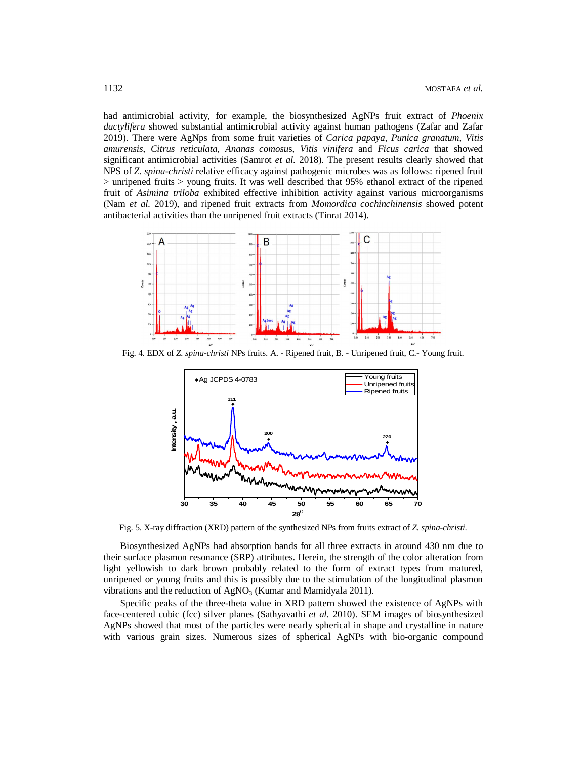had antimicrobial activity, for example, the biosynthesized AgNPs fruit extract of *Phoenix dactylifera* showed substantial antimicrobial activity against human pathogens (Zafar and Zafar 2019). There were AgNps from some fruit varieties of *Carica papaya*, *Punica granatum*, *Vitis amurensis*, *Citrus reticulata*, *Ananas comosus*, *Vitis vinifera* and *Ficus carica* that showed significant antimicrobial activities (Samrot *et al.* 2018). The present results clearly showed that NPS of *Z. spina-christi* relative efficacy against pathogenic microbes was as follows: ripened fruit > unripened fruits > young fruits. It was well described that 95% ethanol extract of the ripened fruit of *Asimina triloba* exhibited effective inhibition activity against various microorganisms (Nam *et al.* 2019), and ripened fruit extracts from *Momordica cochinchinensis* showed potent antibacterial activities than the unripened fruit extracts (Tinrat 2014).

Fig. 4. EDX of *Z. spina-christi* NPs fruits. A. - Ripened fruit, B. - Unripened fruit, C.- Young fruit.

Fig. 5. X-ray diffraction (XRD) pattern of the synthesized NPs from fruits extract of *Z. spina-christi*.

Biosynthesized AgNPs had absorption bands for all three extracts in around 430 nm due to their surface plasmon resonance (SRP) attributes. Herein, the strength of the color alteration from light yellowish to dark brown probably related to the form of extract types from matured, unripened or young fruits and this is possibly due to the stimulation of the longitudinal plasmon vibrations and the reduction of $AgNO_3$ (Kumar and Mamidyala 2011).

Specific peaks of the three-theta value in XRD pattern showed the existence of AgNPs with face-centered cubic (fcc) silver planes (Sathyavathi *et al.* 2010). SEM images of biosynthesized AgNPs showed that most of the particles were nearly spherical in shape and crystalline in nature with various grain sizes. Numerous sizes of spherical AgNPs with bio-organic compound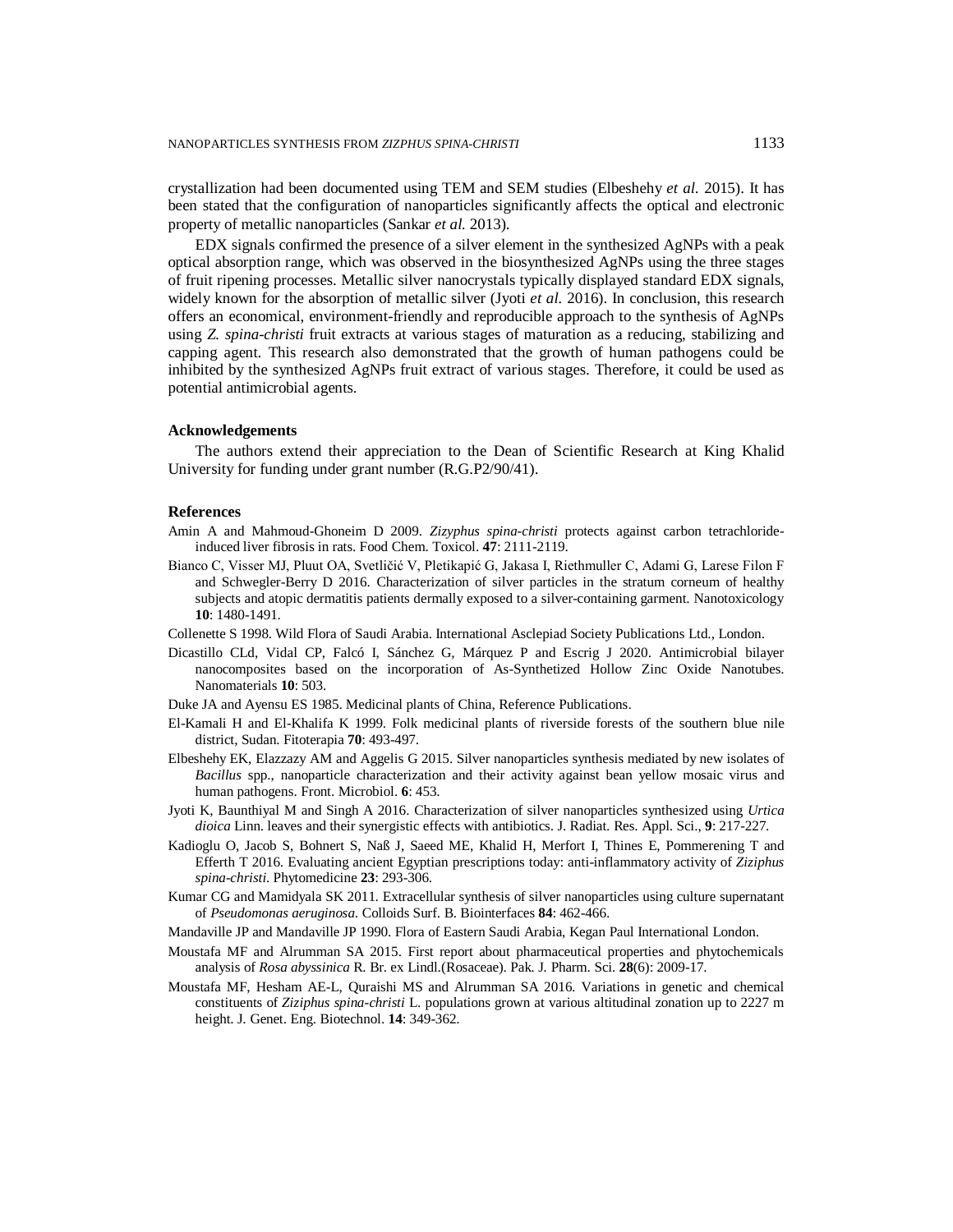crystallization had been documented using TEM and SEM studies (Elbeshehy *et al.* 2015). It has been stated that the configuration of nanoparticles significantly affects the optical and electronic property of metallic nanoparticles (Sankar *et al.* 2013).

EDX signals confirmed the presence of a silver element in the synthesized AgNPs with a peak optical absorption range, which was observed in the biosynthesized AgNPs using the three stages of fruit ripening processes. Metallic silver nanocrystals typically displayed standard EDX signals, widely known for the absorption of metallic silver (Jyoti *et al.* 2016). In conclusion, this research offers an economical, environment-friendly and reproducible approach to the synthesis of AgNPs using *Z. spina-christi* fruit extracts at various stages of maturation as a reducing, stabilizing and capping agent. This research also demonstrated that the growth of human pathogens could be inhibited by the synthesized AgNPs fruit extract of various stages. Therefore, it could be used as potential antimicrobial agents.

### Acknowledgements

The authors extend their appreciation to the Dean of Scientific Research at King Khalid University for funding under grant number (R.G.P2/90/41).

### References

Amin A and Mahmoud-Ghoneim D 2009. *Zizyphus spina-christi* protects against carbon tetrachloride-induced liver fibrosis in rats. Food Chem. Toxicol. **47**: 2111-2119.

Bianco C, Visser MJ, Pluut OA, Svetličić V, Pletikapić G, Jakasa I, Riethmuller C, Adami G, Larese Filon F and Schwegler-Berry D 2016. Characterization of silver particles in the stratum corneum of healthy subjects and atopic dermatitis patients dermally exposed to a silver-containing garment. Nanotoxicology **10**: 1480-1491.

Collenette S 1998. Wild Flora of Saudi Arabia. International Asclepiad Society Publications Ltd., London.

Dicastillo CLd, Vidal CP, Falcó I, Sánchez G, Márquez P and Escrig J 2020. Antimicrobial bilayer nanocomposites based on the incorporation of As-Synthetized Hollow Zinc Oxide Nanotubes. Nanomaterials **10**: 503.

Duke JA and Ayensu ES 1985. Medicinal plants of China, Reference Publications.

El-Kamali H and El-Khalifa K 1999. Folk medicinal plants of riverside forests of the southern blue nile district, Sudan. Fitoterapia **70**: 493-497.

Elbeshehy EK, Elazzazy AM and Aggelis G 2015. Silver nanoparticles synthesis mediated by new isolates of *Bacillus* spp., nanoparticle characterization and their activity against bean yellow mosaic virus and human pathogens. Front. Microbiol. **6**: 453.

Jyoti K, Baunthiyal M and Singh A 2016. Characterization of silver nanoparticles synthesized using *Urtica dioica* Linn. leaves and their synergistic effects with antibiotics. J. Radiat. Res. Appl. Sci., **9**: 217-227.

Kadioglu O, Jacob S, Bohnert S, Naß J, Saeed ME, Khalid H, Merfort I, Thines E, Pommerening T and Efferth T 2016. Evaluating ancient Egyptian prescriptions today: anti-inflammatory activity of *Ziziphus spina-christi*. Phytomedicine **23**: 293-306.

Kumar CG and Mamidyala SK 2011. Extracellular synthesis of silver nanoparticles using culture supernatant of *Pseudomonas aeruginosa*. Colloids Surf. B. Biointerfaces **84**: 462-466.

Mandaville JP and Mandaville JP 1990. Flora of Eastern Saudi Arabia, Kegan Paul International London.

Moustafa MF and Alrumman SA 2015. First report about pharmaceutical properties and phytochemicals analysis of *Rosa abyssinica* R. Br. ex Lindl.(Rosaceae). Pak. J. Pharm. Sci. **28**(6): 2009-17.

Moustafa MF, Hesham AE-L, Quraishi MS and Alrumman SA 2016. Variations in genetic and chemical constituents of *Ziziphus spina-christi* L. populations grown at various altitudinal zonation up to 2227 m height. J. Genet. Eng. Biotechnol. **14**: 349-362.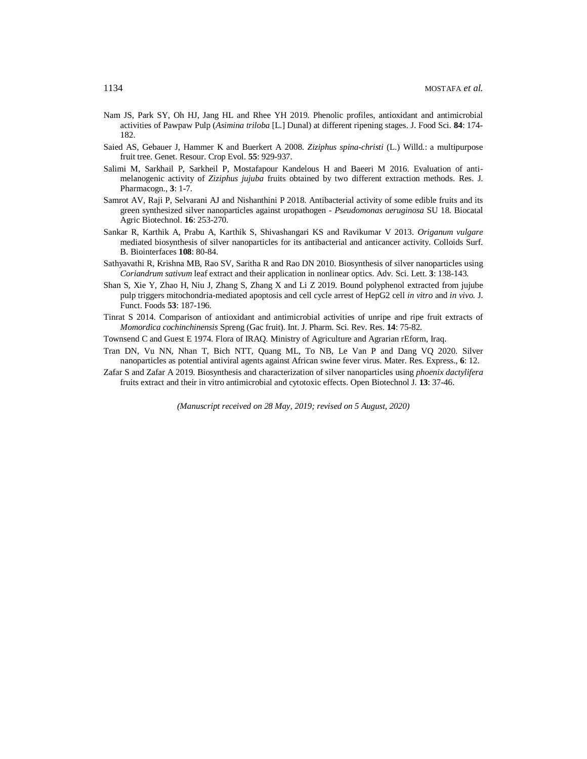Nam JS, Park SY, Oh HJ, Jang HL and Rhee YH 2019. Phenolic profiles, antioxidant and antimicrobial activities of Pawpaw Pulp (*Asimina triloba* [L.] Dunal) at different ripening stages. J. Food Sci. **84**: 174-182.

Saied AS, Gebauer J, Hammer K and Buerkert A 2008. *Ziziphus spina-christi* (L.) Willd.: a multipurpose fruit tree. Genet. Resour. Crop Evol. **55**: 929-937.

Salimi M, Sarkhail P, Sarkheil P, Mostafapour Kandelous H and Baeeri M 2016. Evaluation of anti-melanogenic activity of *Ziziphus jujuba* fruits obtained by two different extraction methods. Res. J. Pharmacogn., **3**: 1-7.

Samrot AV, Raji P, Selvarani AJ and Nishanthini P 2018. Antibacterial activity of some edible fruits and its green synthesized silver nanoparticles against uropathogen - *Pseudomonas aeruginosa* SU 18. Biocatal Agric Biotechnol. **16**: 253-270.

Sankar R, Karthik A, Prabu A, Karthik S, Shivashangari KS and Ravikumar V 2013. *Origanum vulgare* mediated biosynthesis of silver nanoparticles for its antibacterial and anticancer activity. Colloids Surf. B. Biointerfaces **108**: 80-84.

Sathyavathi R, Krishna MB, Rao SV, Saritha R and Rao DN 2010. Biosynthesis of silver nanoparticles using *Coriandrum sativum* leaf extract and their application in nonlinear optics. Adv. Sci. Lett. **3**: 138-143.

Shan S, Xie Y, Zhao H, Niu J, Zhang S, Zhang X and Li Z 2019. Bound polyphenol extracted from jujube pulp triggers mitochondria-mediated apoptosis and cell cycle arrest of HepG2 cell *in vitro* and *in vivo*. J. Funct. Foods **53**: 187-196.

Tinrat S 2014. Comparison of antioxidant and antimicrobial activities of unripe and ripe fruit extracts of *Momordica cochinchinensis* Spreng (Gac fruit). Int. J. Pharm. Sci. Rev. Res. **14**: 75-82.

Townsend C and Guest E 1974. Flora of IRAQ. Ministry of Agriculture and Agrarian rEform, Iraq.

Tran DN, Vu NN, Nhan T, Bich NTT, Quang ML, To NB, Le Van P and Dang VQ 2020. Silver nanoparticles as potential antiviral agents against African swine fever virus. Mater. Res. Express., **6**: 12.

Zafar S and Zafar A 2019. Biosynthesis and characterization of silver nanoparticles using *phoenix dactylifera* fruits extract and their in vitro antimicrobial and cytotoxic effects. Open Biotechnol J. **13**: 37-46.

*(Manuscript received on 28 May, 2019; revised on 5 August, 2020)*